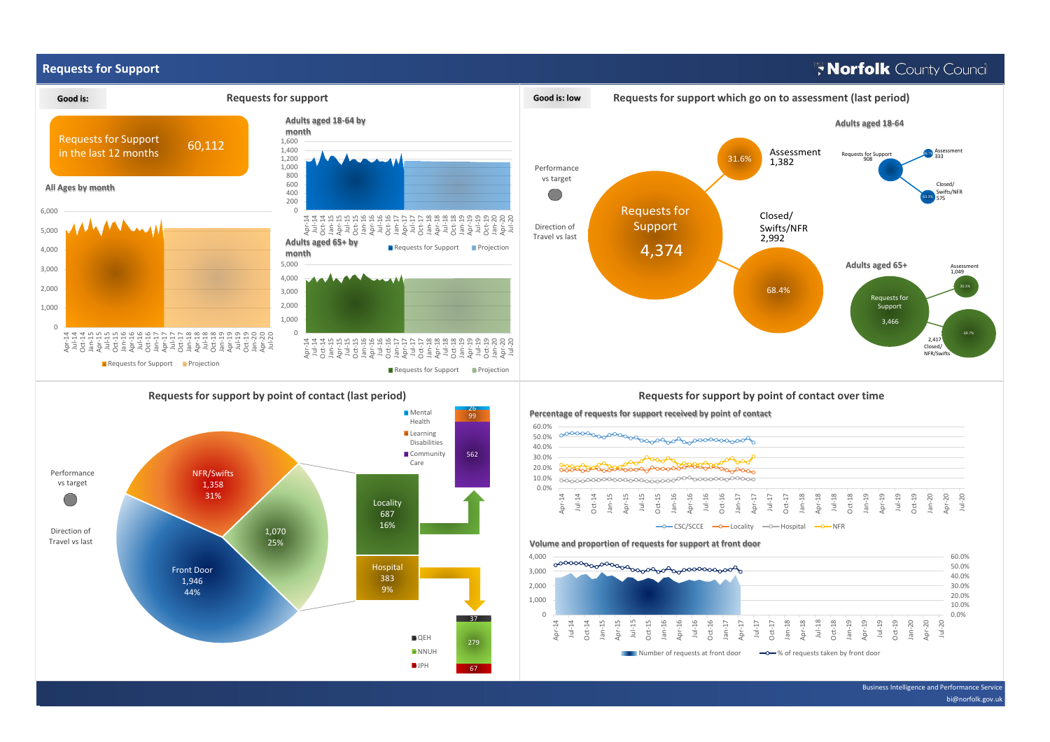# Requests for Support

Norfolk County Council

## Requests for support

Good is:

Requests for Support in the last 12 months: **60,112**

All Ages by month

Adults aged 18-64 by month

Adults aged 65+ by month

Requests for Support | Projection

## Requests for support which go on to assessment (last period)

Good is: low

Performance vs target

Direction of Travel vs last

Requests for Support: 4,374

- Assessment: 1,382 (31.6%)
- Closed/Swifts/NFR: 2,992 (68.4%)

Adults aged 18-64

- Requests for Support: 908
- Assessment: 333 (36.7%)
- Closed/Swifts/NFR: 575 (63.3%)

Adults aged 65+

- Requests for Support: 3,466
- Assessment: 1,049 (30.3%)
- Closed/NFR/Swifts: 2,417 (69.7%)

## Requests for support by point of contact (last period)

Performance vs target

Direction of Travel vs last

| Point of contact | Number | Percentage |
| --- | --- | --- |
| Front Door | 1,946 | 44% |
| NFR/Swifts | 1,358 | 31% |
| (unlabelled segment) | 1,070 | 25% |

| Breakdown | Number | Percentage |
| --- | --- | --- |
| Locality | 687 | 16% |
| Hospital | 383 | 9% |

Locality breakdown:

| Category | Number |
| --- | --- |
| Mental Health | 26 |
| Learning Disabilities | 99 |
| Community Care | 562 |

Hospital breakdown:

| Hospital | Number |
| --- | --- |
| QEH | 37 |
| NNUH | 279 |
| JPH | 67 |

## Requests for support by point of contact over time

Percentage of requests for support received by point of contact

CSC/SCCE | Locality | Hospital | NFR

Volume and proportion of requests for support at front door

Number of requests at front door | % of requests taken by front door

Business Intelligence and Performance Service
bi@norfolk.gov.uk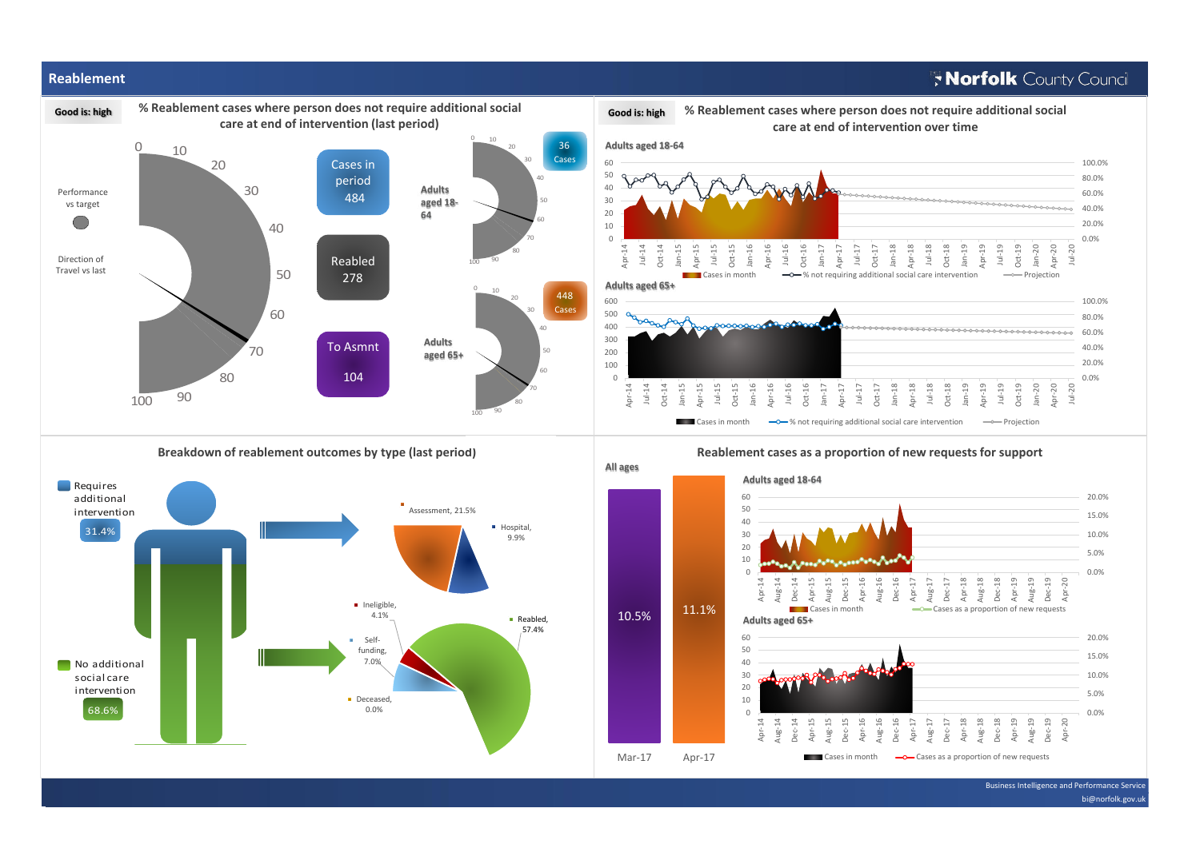## Reablement

Norfolk County Council

**Good is: high**

### % Reablement cases where person does not require additional social care at end of intervention (last period)

Performance vs target

Direction of Travel vs last

Cases in period 484

Reabled 278

To Asmnt 104

Adults aged 18-64 — 36 Cases

Adults aged 65+ — 448 Cases

**Good is: high**

### % Reablement cases where person does not require additional social care at end of intervention over time

**Adults aged 18-64**

Cases in month — % not requiring additional social care intervention — Projection

**Adults aged 65+**

Cases in month — % not requiring additional social care intervention — Projection

### Breakdown of reablement outcomes by type (last period)

Requires additional intervention: 31.4%

No additional social care intervention: 68.6%

| Outcome | % |
|---|---|
| Assessment | 21.5% |
| Hospital | 9.9% |
| Ineligible | 4.1% |
| Self-funding | 7.0% |
| Deceased | 0.0% |
| Reabled | 57.4% |

### Reablement cases as a proportion of new requests for support

**All ages**

| Mar-17 | Apr-17 |
|---|---|
| 10.5% | 11.1% |

**Adults aged 18-64**

Cases in month — Cases as a proportion of new requests

**Adults aged 65+**

Cases in month — Cases as a proportion of new requests

Business Intelligence and Performance Service
bi@norfolk.gov.uk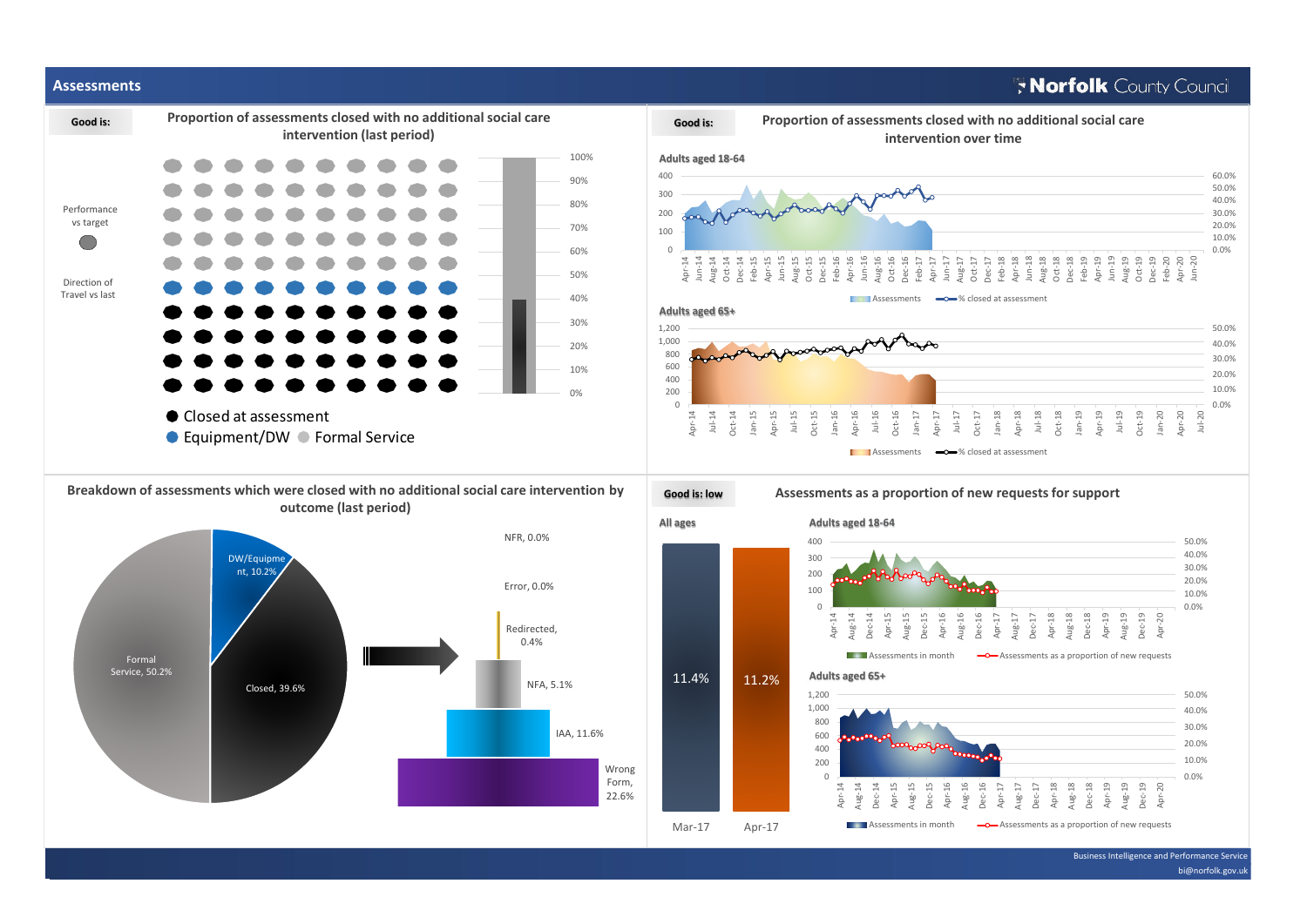## Assessments

**Norfolk County Council**

**Good is:**

### Proportion of assessments closed with no additional social care intervention (last period)

Performance vs target

Direction of Travel vs last

100% 90% 80% 70% 60% 50% 40% 30% 20% 10% 0%

● Closed at assessment
● Equipment/DW ● Formal Service

**Good is:**

### Proportion of assessments closed with no additional social care intervention over time

**Adults aged 18-64**

Assessments — % closed at assessment

**Adults aged 65+**

Assessments — % closed at assessment

### Breakdown of assessments which were closed with no additional social care intervention by outcome (last period)

| Outcome | % |
|---|---|
| DW/Equipment | 10.2% |
| Closed | 39.6% |
| Formal Service | 50.2% |

| Closed breakdown | % |
|---|---|
| NFR | 0.0% |
| Error | 0.0% |
| Redirected | 0.4% |
| NFA | 5.1% |
| IAA | 11.6% |
| Wrong Form | 22.6% |

**Good is: low**

### Assessments as a proportion of new requests for support

**All ages**

| Mar-17 | Apr-17 |
|---|---|
| 11.4% | 11.2% |

**Adults aged 18-64**

Assessments in month — Assessments as a proportion of new requests

**Adults aged 65+**

Assessments in month — Assessments as a proportion of new requests

Business Intelligence and Performance Service
bi@norfolk.gov.uk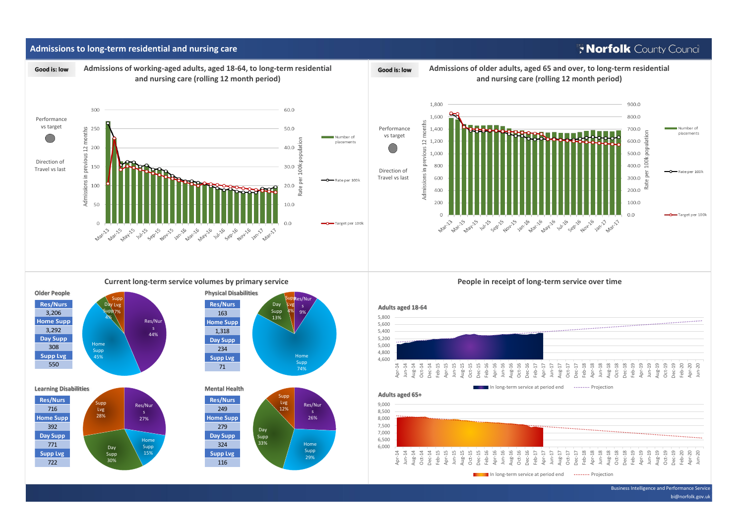# Admissions to long-term residential and nursing care

Norfolk County Council

**Good is: low**

## Admissions of working-aged adults, aged 18-64, to long-term residential and nursing care (rolling 12 month period)

Performance vs target

Direction of Travel vs last

Admissions in previous 12 months: 0, 50, 100, 150, 200, 250, 300

Rate per 100k population: 0.0, 10.0, 20.0, 30.0, 40.0, 50.0, 60.0

Mar-13, Mar-15, May-15, Jul-15, Sep-15, Nov-15, Jan-16, Mar-16, May-16, Jul-16, Sep-16, Nov-16, Jan-17, Mar-17

Number of placements

Rate per 100k

Target per 100k

**Good is: low**

## Admissions of older adults, aged 65 and over, to long-term residential and nursing care (rolling 12 month period)

Performance vs target

Direction of Travel vs last

Admissions in previous 12 months: 0, 200, 400, 600, 800, 1,000, 1,200, 1,400, 1,600, 1,800

Rate per 100k population: 0.0, 100.0, 200.0, 300.0, 400.0, 500.0, 600.0, 700.0, 800.0, 900.0

Mar-13, Mar-15, May-15, Jul-15, Sep-15, Nov-15, Jan-16, Mar-16, May-16, Jul-16, Sep-16, Nov-16, Jan-17, Mar-17

Number of placements

Rate per 100k

Target per 100k

## Current long-term service volumes by primary service

### Older People

| Service | Volume |
|---|---|
| Res/Nurs | 3,206 |
| Home Supp | 3,292 |
| Day Supp | 308 |
| Supp Lvg | 550 |

Res/Nurs 44%; Home Supp 45%; Day Supp 4%; Supp Lvg 7%

### Physical Disabilities

| Service | Volume |
|---|---|
| Res/Nurs | 163 |
| Home Supp | 1,318 |
| Day Supp | 234 |
| Supp Lvg | 71 |

Res/Nurs 9%; Home Supp 74%; Day Supp 13%; Supp Lvg 4%

### Learning Disabilities

| Service | Volume |
|---|---|
| Res/Nurs | 716 |
| Home Supp | 392 |
| Day Supp | 771 |
| Supp Lvg | 722 |

Res/Nurs 27%; Home Supp 15%; Day Supp 30%; Supp Lvg 28%

### Mental Health

| Service | Volume |
|---|---|
| Res/Nurs | 249 |
| Home Supp | 279 |
| Day Supp | 324 |
| Supp Lvg | 116 |

Res/Nurs 26%; Home Supp 29%; Day Supp 33%; Supp Lvg 12%

## People in receipt of long-term service over time

### Adults aged 18-64

4,600, 4,800, 5,000, 5,200, 5,400, 5,600, 5,800

Apr-14 to Jun-20

In long-term service at period end ······· Projection

### Adults aged 65+

6,000, 6,500, 7,000, 7,500, 8,000, 8,500, 9,000

Apr-14 to Jun-20

In long-term service at period end ······· Projection

Business Intelligence and Performance Service

bi@norfolk.gov.uk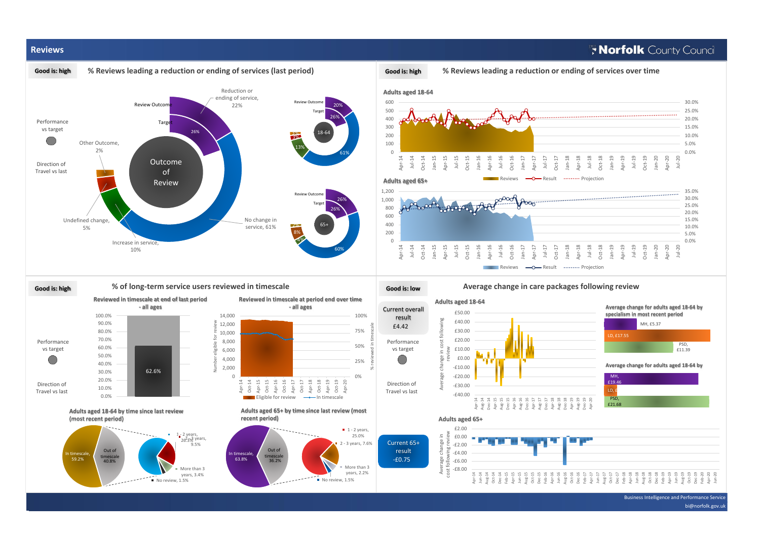## Reviews

Norfolk County Council

### Good is: high — % Reviews leading a reduction or ending of services (last period)

Performance vs target

Direction of Travel vs last

Outcome of Review

Review Outcome

Target

26%

Reduction or ending of service, 22%

Other Outcome, 2%

Undefined change, 5%

Increase in service, 10%

No change in service, 61%

18-64: Review Outcome 20%, Target 26%, 13%, 61%

65+: Review Outcome 26%, Target 26%, 8%, 60%

### Good is: high — % Reviews leading a reduction or ending of services over time

**Adults aged 18-64**

600, 500, 400, 300, 200, 100, 0

30.0%, 25.0%, 20.0%, 15.0%, 10.0%, 5.0%, 0.0%

Apr-14 Jul-14 Oct-14 Jan-15 Apr-15 Jul-15 Oct-15 Jan-16 Apr-16 Jul-16 Oct-16 Jan-17 Apr-17 Jul-17 Oct-17 Jan-18 Apr-18 Jul-18 Oct-18 Jan-19 Apr-19 Jul-19 Oct-19 Jan-20 Apr-20 Jul-20

Reviews — Result — Projection

**Adults aged 65+**

1,200, 1,000, 800, 600, 400, 200, 0

35.0%, 30.0%, 25.0%, 20.0%, 15.0%, 10.0%, 5.0%, 0.0%

Apr-14 Jul-14 Oct-14 Jan-15 Apr-15 Jul-15 Oct-15 Jan-16 Apr-16 Jul-16 Oct-16 Jan-17 Apr-17 Jul-17 Oct-17 Jan-18 Apr-18 Jul-18 Oct-18 Jan-19 Apr-19 Jul-19 Oct-19 Jan-20 Apr-20 Jul-20

Reviews — Result — Projection

### Good is: high — % of long-term service users reviewed in timescale

Performance vs target

Direction of Travel vs last

**Reviewed in timescale at end of last period - all ages**

100.0%, 90.0%, 80.0%, 70.0%, 60.0%, 50.0%, 40.0%, 30.0%, 20.0%, 10.0%, 0.0%

62.6%

**Reviewed in timescale at period end over time - all ages**

Number eligible for review: 14,000, 12,000, 10,000, 8,000, 6,000, 4,000, 2,000, 0

% reviewed in timescale: 100%, 75%, 50%, 25%, 0%

Apr-14 Oct-14 Apr-15 Oct-15 Apr-16 Oct-16 Apr-17 Oct-17 Apr-18 Oct-18 Apr-19 Oct-19 Apr-20

Eligible for review — In timescale

**Adults aged 18-64 by time since last review (most recent period)**

In timescale, 59.2%

Out of timescale 40.8%

1 - 2 years, 26.3%

2 - 3 years, 9.5%

More than 3 years, 3.4%

No review, 1.5%

**Adults aged 65+ by time since last review (most recent period)**

In timescale, 63.8%

Out of timescale 36.2%

1 - 2 years, 25.0%

2 - 3 years, 7.6%

More than 3 years, 2.2%

No review, 1.5%

### Good is: low — Average change in care packages following review

Current overall result £4.42

Performance vs target

Direction of Travel vs last

Current 65+ result -£0.75

**Adults aged 18-64**

Average change in cost following review

£50.00, £40.00, £30.00, £20.00, £10.00, £0.00, -£10.00, -£20.00, -£30.00, -£40.00

Apr-14 Aug-14 Dec-14 Apr-15 Aug-15 Dec-15 Apr-16 Aug-16 Dec-16 Apr-17 Aug-17 Dec-17 Apr-18 Aug-18 Dec-18 Apr-19 Aug-19 Dec-19 Apr-20

**Average change for adults aged 18-64 by specialism in most recent period**

MH, £5.37

LD, £17.55

PSD, £11.39

**Average change for adults aged 18-64 by**

MH, £19.46

LD, £

PSD, £21.68

**Adults aged 65+**

Average change in cost following review

£2.00, £0.00, -£2.00, -£4.00, -£6.00, -£8.00

Apr-14 Jun-14 Aug-14 Oct-14 Dec-14 Feb-15 Apr-15 Jun-15 Aug-15 Oct-15 Dec-15 Feb-16 Apr-16 Jun-16 Aug-16 Oct-16 Dec-16 Feb-17 Apr-17 Jun-17 Aug-17 Oct-17 Dec-17 Feb-18 Apr-18 Jun-18 Aug-18 Oct-18 Dec-18 Feb-19 Apr-19 Jun-19 Aug-19 Oct-19 Dec-19 Feb-20 Apr-20 Jun-20

Business Intelligence and Performance Service
bi@norfolk.gov.uk